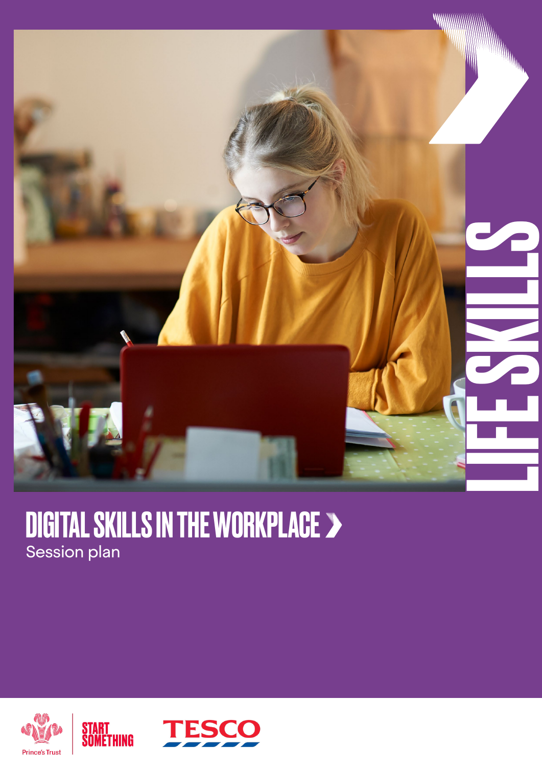LIFE SKILLS

# DIGITAL SKILLS IN THE WORKPLACE

Session plan

Prince's Trust

START SOMETHING

TESCO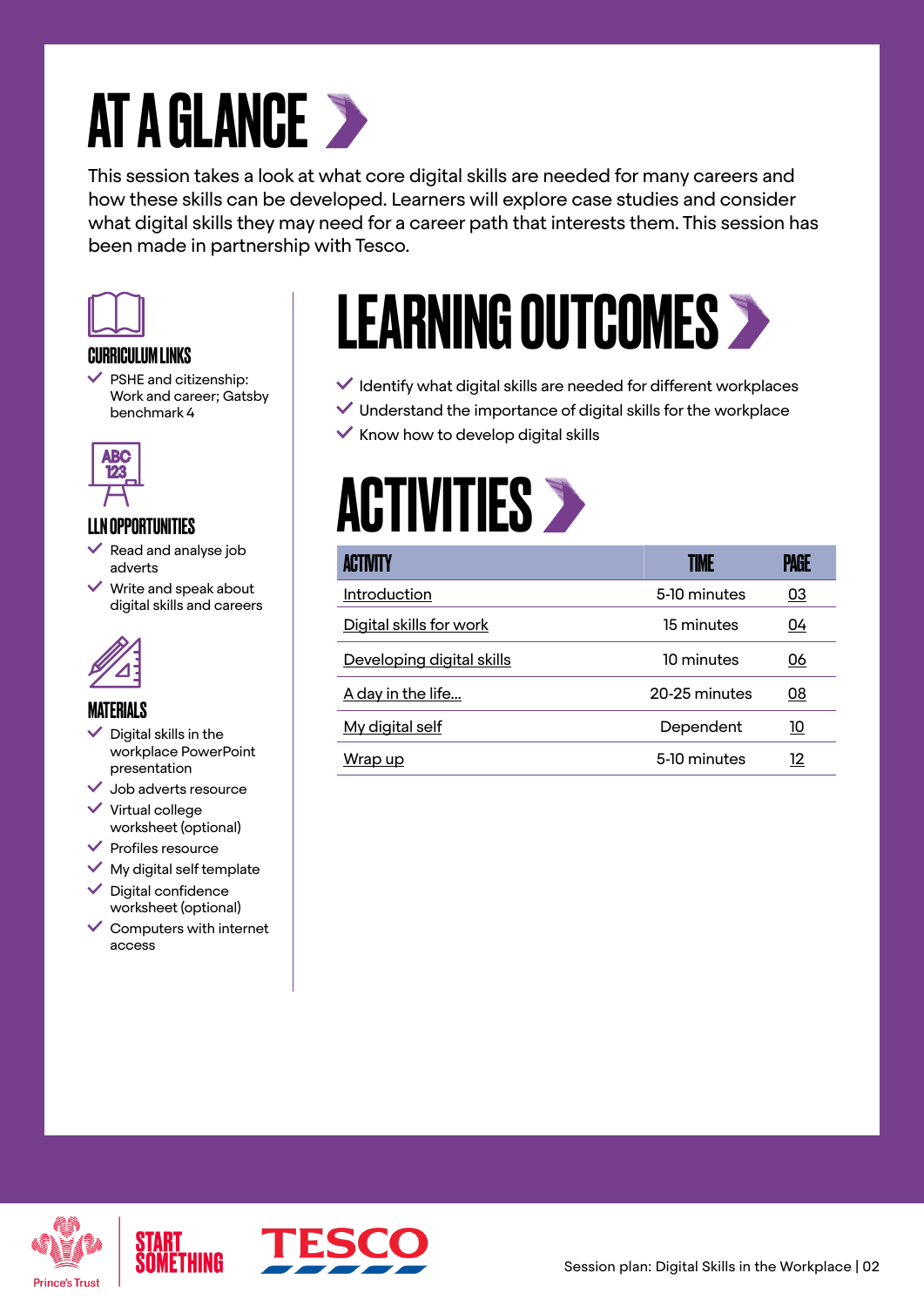# AT A GLANCE

This session takes a look at what core digital skills are needed for many careers and how these skills can be developed. Learners will explore case studies and consider what digital skills they may need for a career path that interests them. This session has been made in partnership with Tesco.

### CURRICULUM LINKS

- PSHE and citizenship: Work and career; Gatsby benchmark 4

### LLN OPPORTUNITIES

- Read and analyse job adverts
- Write and speak about digital skills and careers

### MATERIALS

- Digital skills in the workplace PowerPoint presentation
- Job adverts resource
- Virtual college worksheet (optional)
- Profiles resource
- My digital self template
- Digital confidence worksheet (optional)
- Computers with internet access

## LEARNING OUTCOMES

- Identify what digital skills are needed for different workplaces
- Understand the importance of digital skills for the workplace
- Know how to develop digital skills

## ACTIVITIES

| ACTIVITY | TIME | PAGE |
|---|---|---|
| Introduction | 5-10 minutes | 03 |
| Digital skills for work | 15 minutes | 04 |
| Developing digital skills | 10 minutes | 06 |
| A day in the life... | 20-25 minutes | 08 |
| My digital self | Dependent | 10 |
| Wrap up | 5-10 minutes | 12 |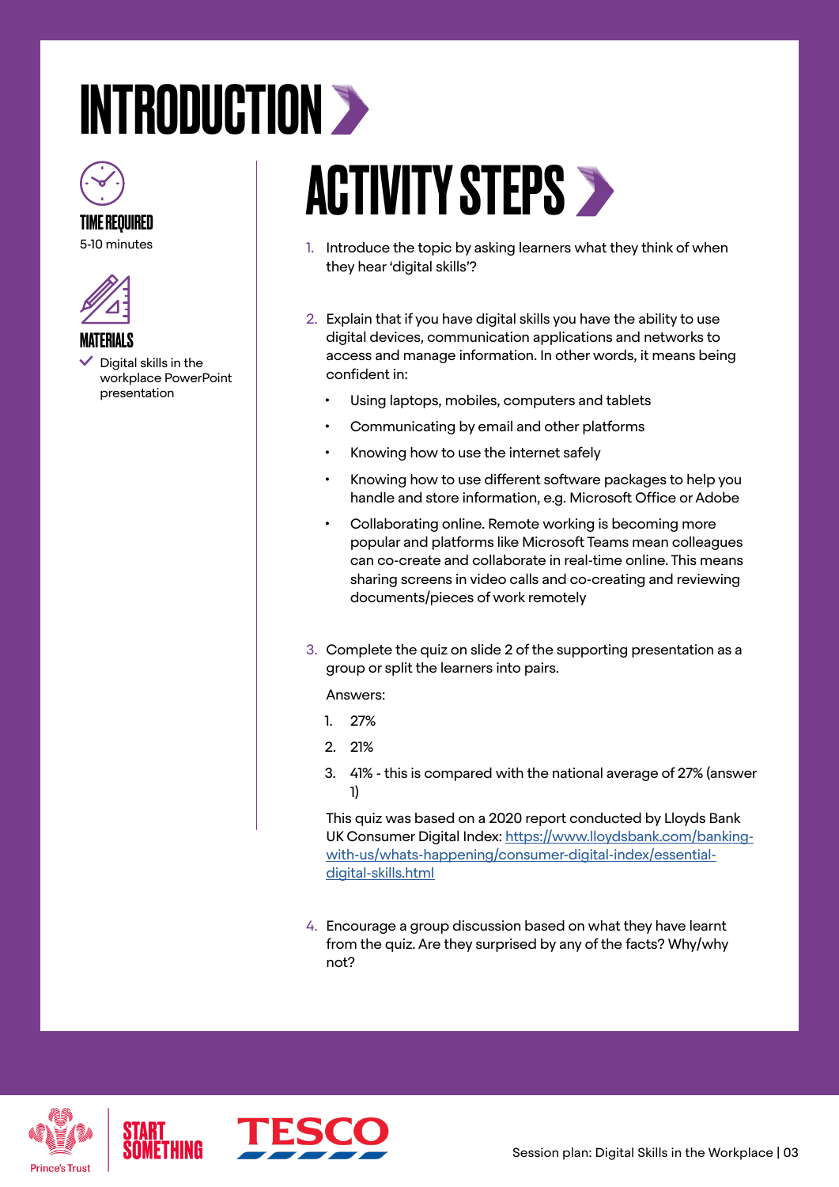# INTRODUCTION

**TIME REQUIRED**

5-10 minutes

**MATERIALS**

- Digital skills in the workplace PowerPoint presentation

## ACTIVITY STEPS

1. Introduce the topic by asking learners what they think of when they hear 'digital skills'?

2. Explain that if you have digital skills you have the ability to use digital devices, communication applications and networks to access and manage information. In other words, it means being confident in:
   - Using laptops, mobiles, computers and tablets
   - Communicating by email and other platforms
   - Knowing how to use the internet safely
   - Knowing how to use different software packages to help you handle and store information, e.g. Microsoft Office or Adobe
   - Collaborating online. Remote working is becoming more popular and platforms like Microsoft Teams mean colleagues can co-create and collaborate in real-time online. This means sharing screens in video calls and co-creating and reviewing documents/pieces of work remotely

3. Complete the quiz on slide 2 of the supporting presentation as a group or split the learners into pairs.

   Answers:

   1. 27%
   2. 21%
   3. 41% - this is compared with the national average of 27% (answer 1)

   This quiz was based on a 2020 report conducted by Lloyds Bank UK Consumer Digital Index: https://www.lloydsbank.com/banking-with-us/whats-happening/consumer-digital-index/essential-digital-skills.html

4. Encourage a group discussion based on what they have learnt from the quiz. Are they surprised by any of the facts? Why/why not?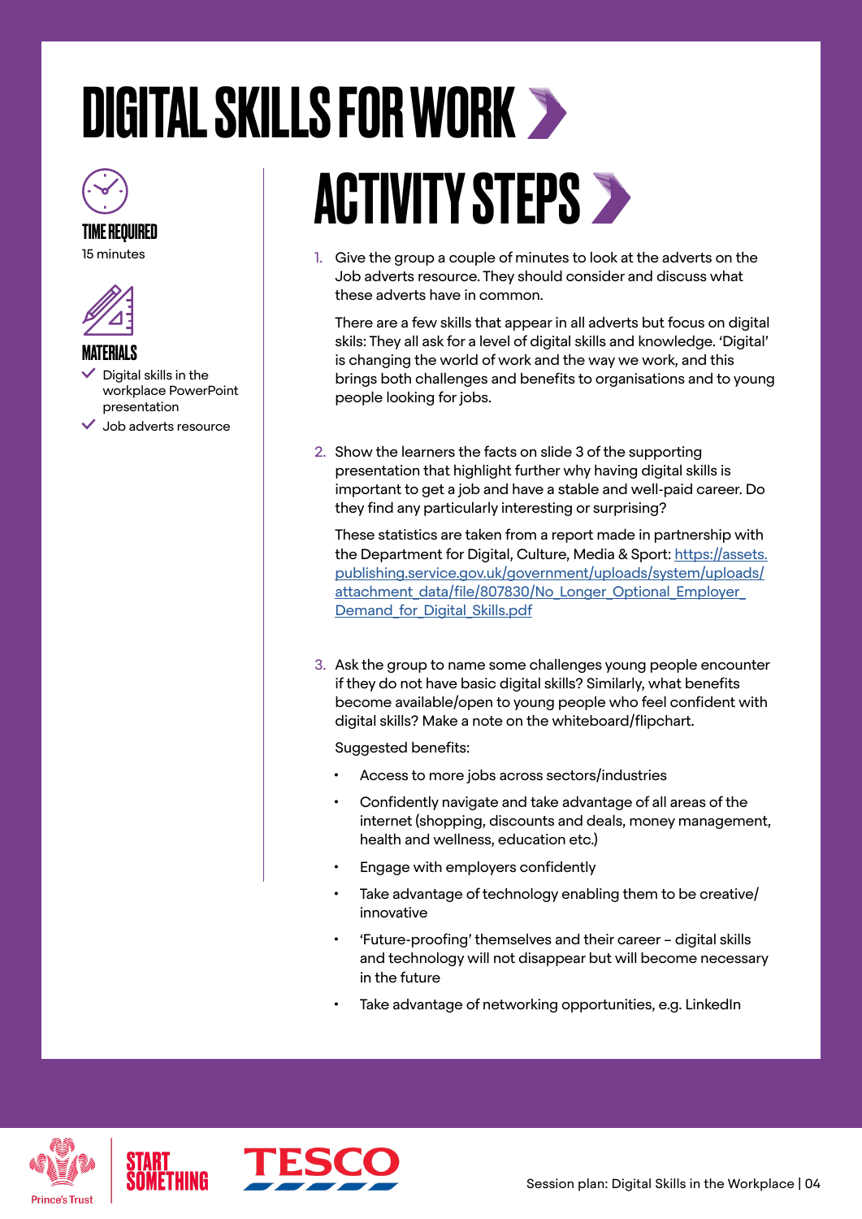# DIGITAL SKILLS FOR WORK

### TIME REQUIRED

15 minutes

### MATERIALS

- Digital skills in the workplace PowerPoint presentation
- Job adverts resource

## ACTIVITY STEPS

1. Give the group a couple of minutes to look at the adverts on the Job adverts resource. They should consider and discuss what these adverts have in common.

   There are a few skills that appear in all adverts but focus on digital skils: They all ask for a level of digital skills and knowledge. 'Digital' is changing the world of work and the way we work, and this brings both challenges and benefits to organisations and to young people looking for jobs.

2. Show the learners the facts on slide 3 of the supporting presentation that highlight further why having digital skills is important to get a job and have a stable and well-paid career. Do they find any particularly interesting or surprising?

   These statistics are taken from a report made in partnership with the Department for Digital, Culture, Media & Sport: https://assets.publishing.service.gov.uk/government/uploads/system/uploads/attachment_data/file/807830/No_Longer_Optional_Employer_Demand_for_Digital_Skills.pdf

3. Ask the group to name some challenges young people encounter if they do not have basic digital skills? Similarly, what benefits become available/open to young people who feel confident with digital skills? Make a note on the whiteboard/flipchart.

   Suggested benefits:

   - Access to more jobs across sectors/industries
   - Confidently navigate and take advantage of all areas of the internet (shopping, discounts and deals, money management, health and wellness, education etc.)
   - Engage with employers confidently
   - Take advantage of technology enabling them to be creative/innovative
   - 'Future-proofing' themselves and their career – digital skills and technology will not disappear but will become necessary in the future
   - Take advantage of networking opportunities, e.g. LinkedIn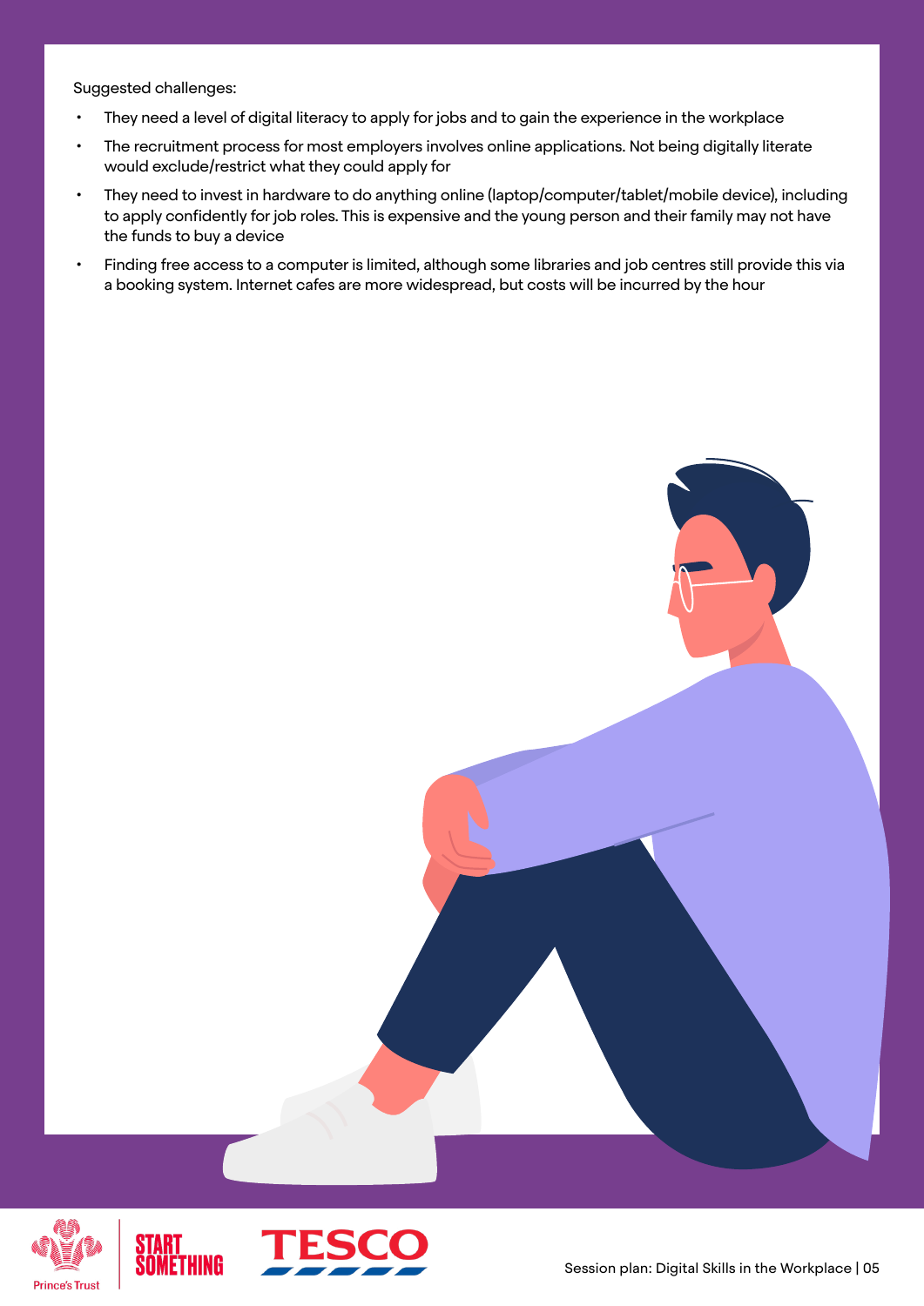Suggested challenges:

- They need a level of digital literacy to apply for jobs and to gain the experience in the workplace
- The recruitment process for most employers involves online applications. Not being digitally literate would exclude/restrict what they could apply for
- They need to invest in hardware to do anything online (laptop/computer/tablet/mobile device), including to apply confidently for job roles. This is expensive and the young person and their family may not have the funds to buy a device
- Finding free access to a computer is limited, although some libraries and job centres still provide this via a booking system. Internet cafes are more widespread, but costs will be incurred by the hour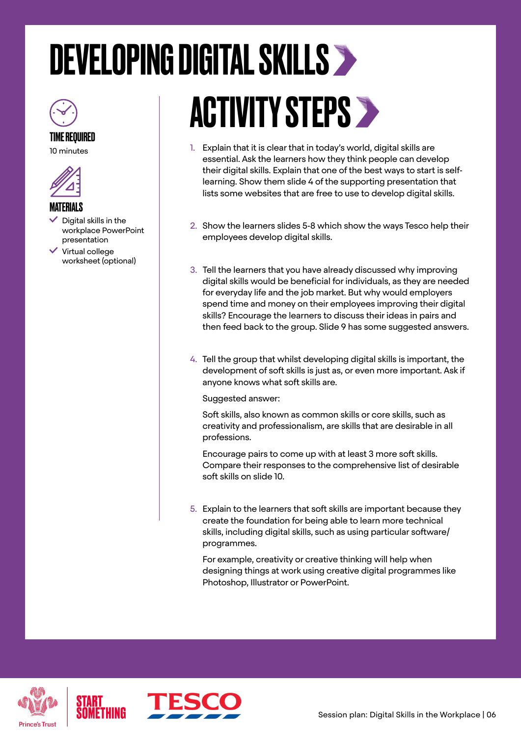# DEVELOPING DIGITAL SKILLS

**TIME REQUIRED**

10 minutes

**MATERIALS**

- Digital skills in the workplace PowerPoint presentation
- Virtual college worksheet (optional)

## ACTIVITY STEPS

1. Explain that it is clear that in today's world, digital skills are essential. Ask the learners how they think people can develop their digital skills. Explain that one of the best ways to start is self-learning. Show them slide 4 of the supporting presentation that lists some websites that are free to use to develop digital skills.

2. Show the learners slides 5-8 which show the ways Tesco help their employees develop digital skills.

3. Tell the learners that you have already discussed why improving digital skills would be beneficial for individuals, as they are needed for everyday life and the job market. But why would employers spend time and money on their employees improving their digital skills? Encourage the learners to discuss their ideas in pairs and then feed back to the group. Slide 9 has some suggested answers.

4. Tell the group that whilst developing digital skills is important, the development of soft skills is just as, or even more important. Ask if anyone knows what soft skills are.

   Suggested answer:

   Soft skills, also known as common skills or core skills, such as creativity and professionalism, are skills that are desirable in all professions.

   Encourage pairs to come up with at least 3 more soft skills. Compare their responses to the comprehensive list of desirable soft skills on slide 10.

5. Explain to the learners that soft skills are important because they create the foundation for being able to learn more technical skills, including digital skills, such as using particular software/ programmes.

   For example, creativity or creative thinking will help when designing things at work using creative digital programmes like Photoshop, Illustrator or PowerPoint.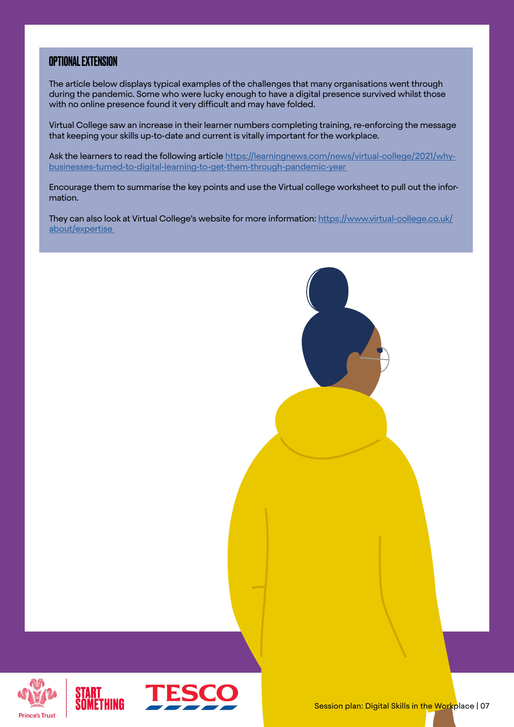## OPTIONAL EXTENSION

The article below displays typical examples of the challenges that many organisations went through during the pandemic. Some who were lucky enough to have a digital presence survived whilst those with no online presence found it very difficult and may have folded.

Virtual College saw an increase in their learner numbers completing training, re-enforcing the message that keeping your skills up-to-date and current is vitally important for the workplace.

Ask the learners to read the following article https://learningnews.com/news/virtual-college/2021/why-businesses-turned-to-digital-learning-to-get-them-through-pandemic-year

Encourage them to summarise the key points and use the Virtual college worksheet to pull out the information.

They can also look at Virtual College's website for more information: https://www.virtual-college.co.uk/about/expertise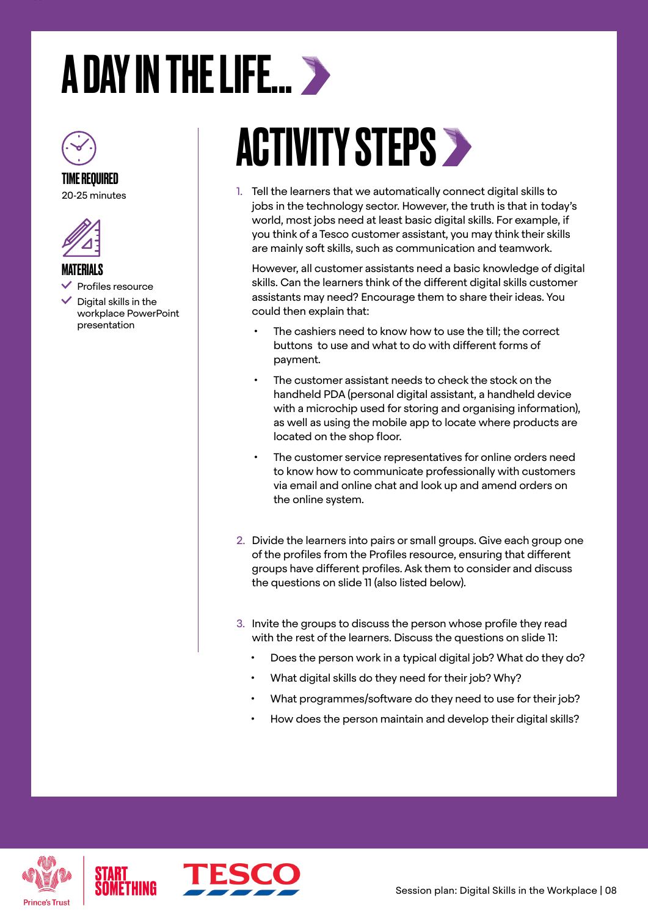# A DAY IN THE LIFE...

**TIME REQUIRED**

20-25 minutes

**MATERIALS**

- Profiles resource
- Digital skills in the workplace PowerPoint presentation

## ACTIVITY STEPS

1. Tell the learners that we automatically connect digital skills to jobs in the technology sector. However, the truth is that in today's world, most jobs need at least basic digital skills. For example, if you think of a Tesco customer assistant, you may think their skills are mainly soft skills, such as communication and teamwork.

   However, all customer assistants need a basic knowledge of digital skills. Can the learners think of the different digital skills customer assistants may need? Encourage them to share their ideas. You could then explain that:

   - The cashiers need to know how to use the till; the correct buttons to use and what to do with different forms of payment.
   - The customer assistant needs to check the stock on the handheld PDA (personal digital assistant, a handheld device with a microchip used for storing and organising information), as well as using the mobile app to locate where products are located on the shop floor.
   - The customer service representatives for online orders need to know how to communicate professionally with customers via email and online chat and look up and amend orders on the online system.

2. Divide the learners into pairs or small groups. Give each group one of the profiles from the Profiles resource, ensuring that different groups have different profiles. Ask them to consider and discuss the questions on slide 11 (also listed below).

3. Invite the groups to discuss the person whose profile they read with the rest of the learners. Discuss the questions on slide 11:
   - Does the person work in a typical digital job? What do they do?
   - What digital skills do they need for their job? Why?
   - What programmes/software do they need to use for their job?
   - How does the person maintain and develop their digital skills?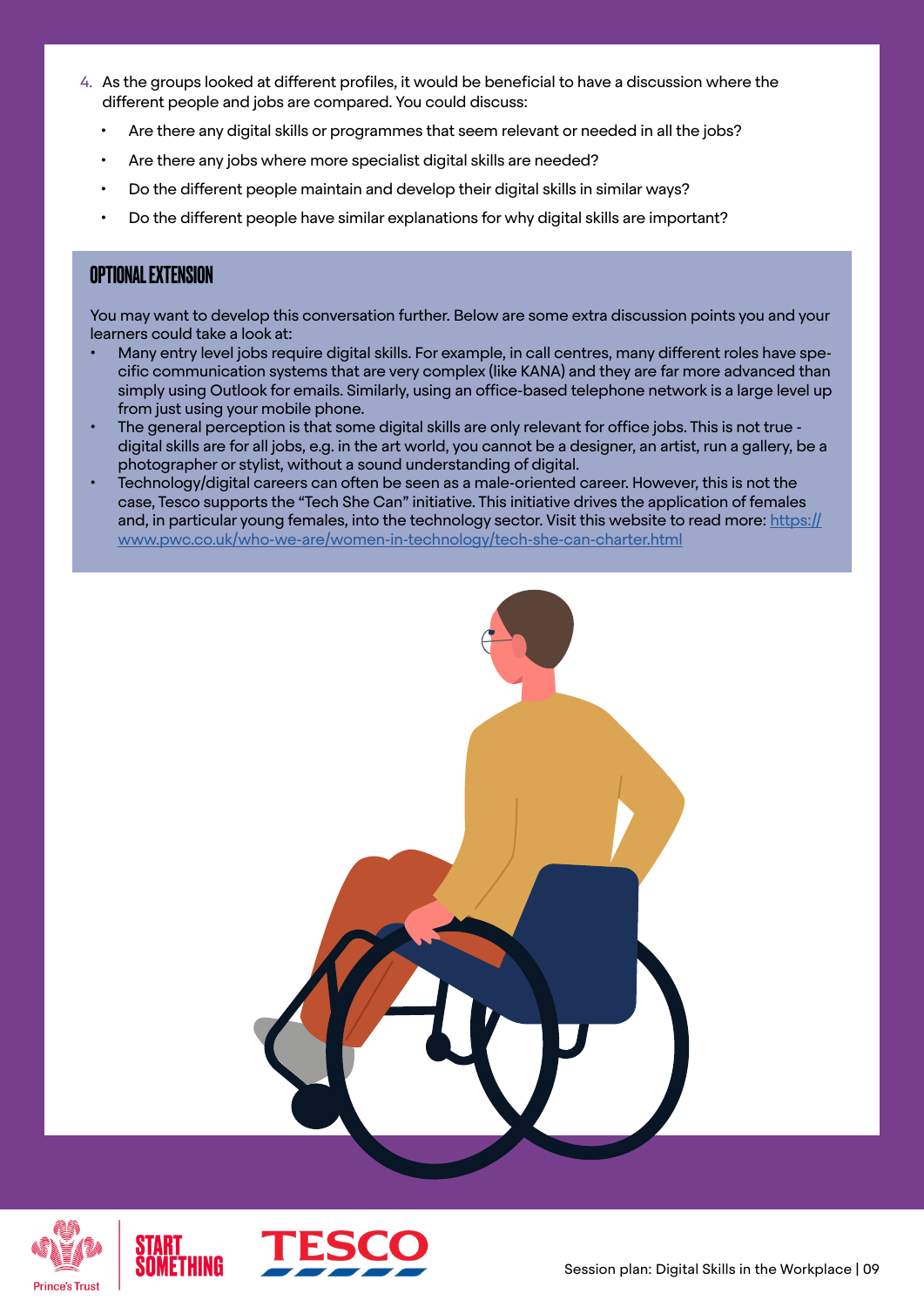4. As the groups looked at different profiles, it would be beneficial to have a discussion where the different people and jobs are compared. You could discuss:
    - Are there any digital skills or programmes that seem relevant or needed in all the jobs?
    - Are there any jobs where more specialist digital skills are needed?
    - Do the different people maintain and develop their digital skills in similar ways?
    - Do the different people have similar explanations for why digital skills are important?

## OPTIONAL EXTENSION

You may want to develop this conversation further. Below are some extra discussion points you and your learners could take a look at:

- Many entry level jobs require digital skills. For example, in call centres, many different roles have specific communication systems that are very complex (like KANA) and they are far more advanced than simply using Outlook for emails. Similarly, using an office-based telephone network is a large level up from just using your mobile phone.
- The general perception is that some digital skills are only relevant for office jobs. This is not true - digital skills are for all jobs, e.g. in the art world, you cannot be a designer, an artist, run a gallery, be a photographer or stylist, without a sound understanding of digital.
- Technology/digital careers can often be seen as a male-oriented career. However, this is not the case, Tesco supports the "Tech She Can" initiative. This initiative drives the application of females and, in particular young females, into the technology sector. Visit this website to read more: https://www.pwc.co.uk/who-we-are/women-in-technology/tech-she-can-charter.html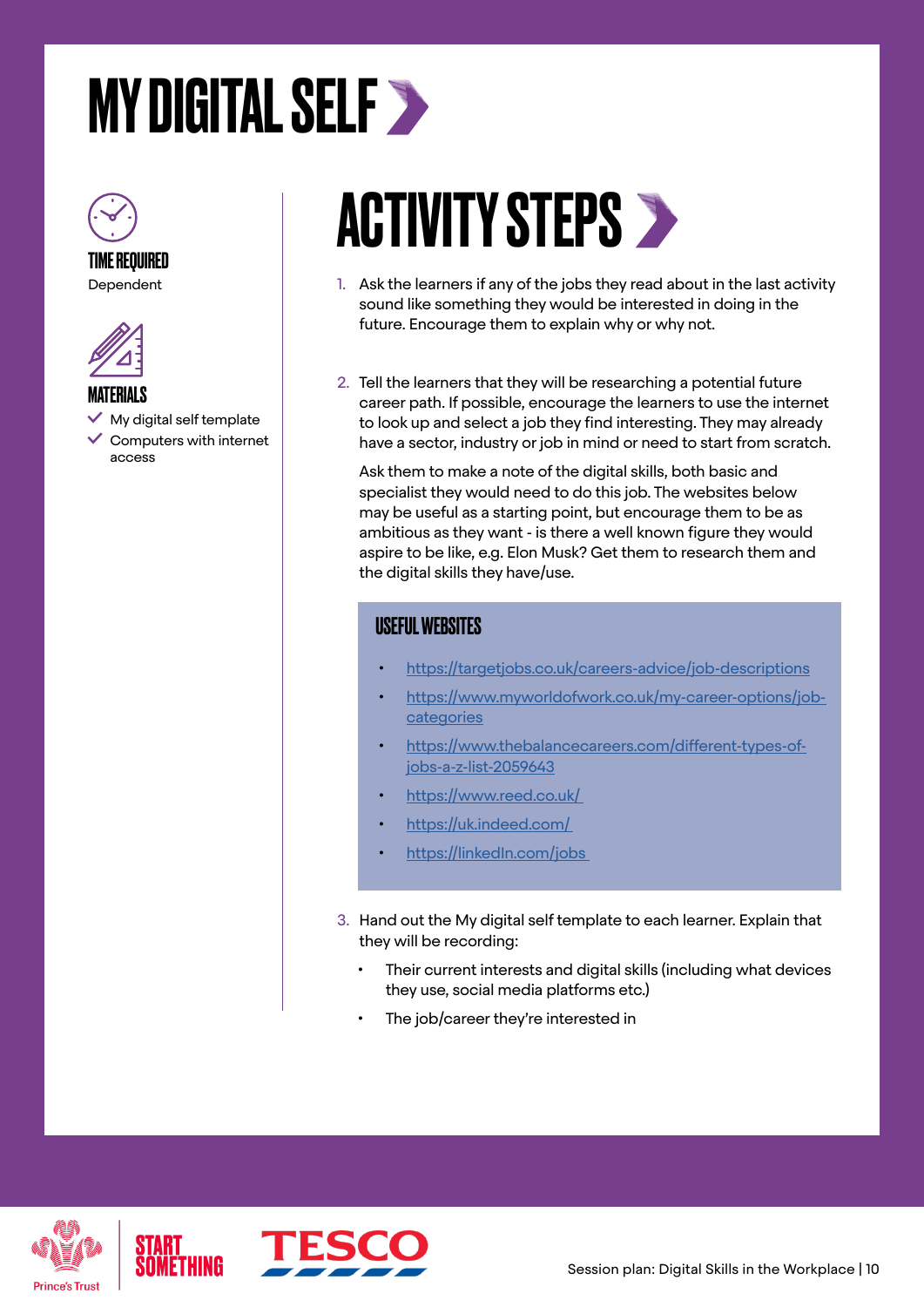# MY DIGITAL SELF

**TIME REQUIRED**
Dependent

**MATERIALS**
- My digital self template
- Computers with internet access

## ACTIVITY STEPS

1. Ask the learners if any of the jobs they read about in the last activity sound like something they would be interested in doing in the future. Encourage them to explain why or why not.

2. Tell the learners that they will be researching a potential future career path. If possible, encourage the learners to use the internet to look up and select a job they find interesting. They may already have a sector, industry or job in mind or need to start from scratch.

   Ask them to make a note of the digital skills, both basic and specialist they would need to do this job. The websites below may be useful as a starting point, but encourage them to be as ambitious as they want - is there a well known figure they would aspire to be like, e.g. Elon Musk? Get them to research them and the digital skills they have/use.

   ### USEFUL WEBSITES

   - https://targetjobs.co.uk/careers-advice/job-descriptions
   - https://www.myworldofwork.co.uk/my-career-options/job-categories
   - https://www.thebalancecareers.com/different-types-of-jobs-a-z-list-2059643
   - https://www.reed.co.uk/
   - https://uk.indeed.com/
   - https://linkedIn.com/jobs

3. Hand out the My digital self template to each learner. Explain that they will be recording:
   - Their current interests and digital skills (including what devices they use, social media platforms etc.)
   - The job/career they're interested in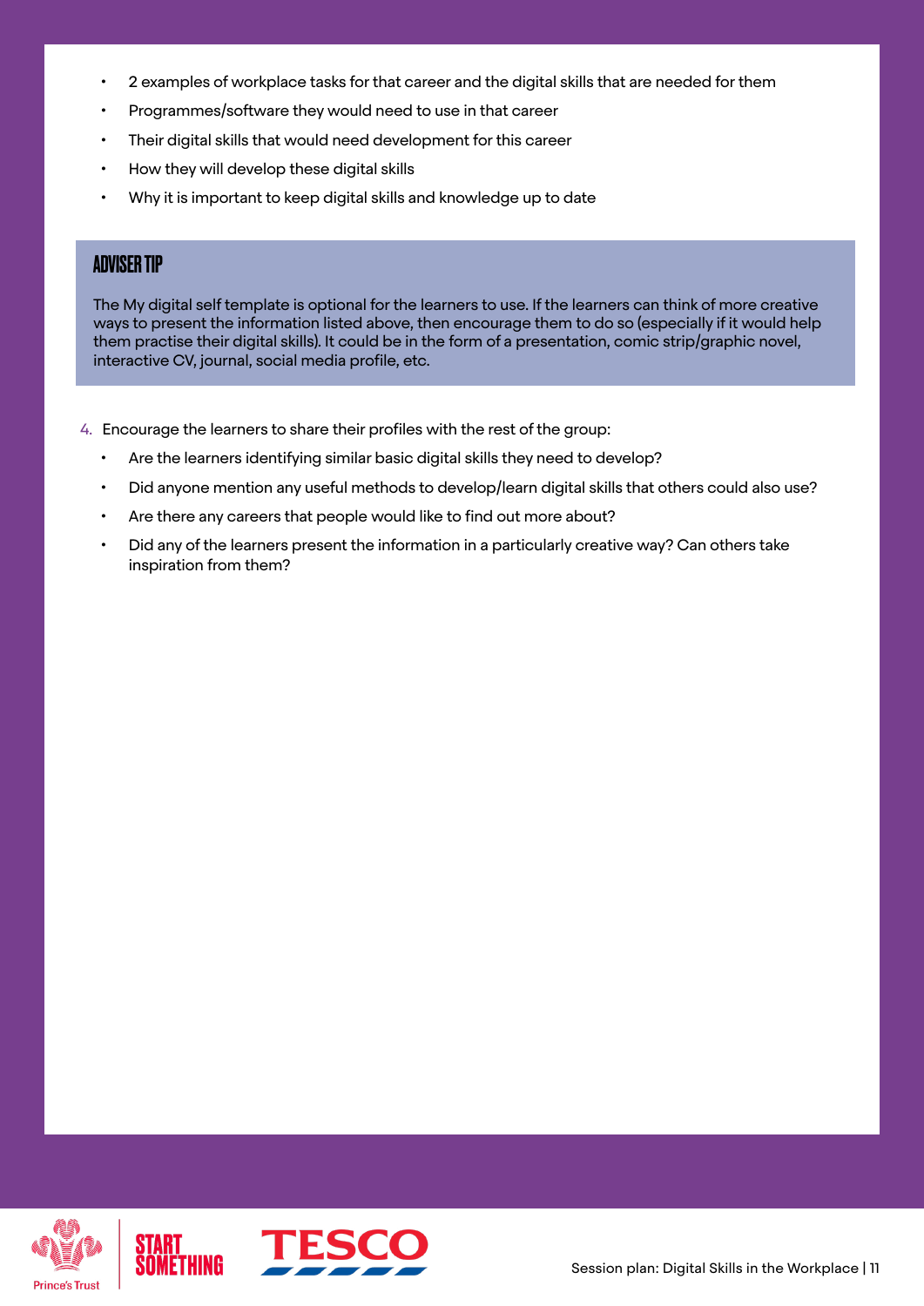- 2 examples of workplace tasks for that career and the digital skills that are needed for them
- Programmes/software they would need to use in that career
- Their digital skills that would need development for this career
- How they will develop these digital skills
- Why it is important to keep digital skills and knowledge up to date

### ADVISER TIP

The My digital self template is optional for the learners to use. If the learners can think of more creative ways to present the information listed above, then encourage them to do so (especially if it would help them practise their digital skills). It could be in the form of a presentation, comic strip/graphic novel, interactive CV, journal, social media profile, etc.

4. Encourage the learners to share their profiles with the rest of the group:
   - Are the learners identifying similar basic digital skills they need to develop?
   - Did anyone mention any useful methods to develop/learn digital skills that others could also use?
   - Are there any careers that people would like to find out more about?
   - Did any of the learners present the information in a particularly creative way? Can others take inspiration from them?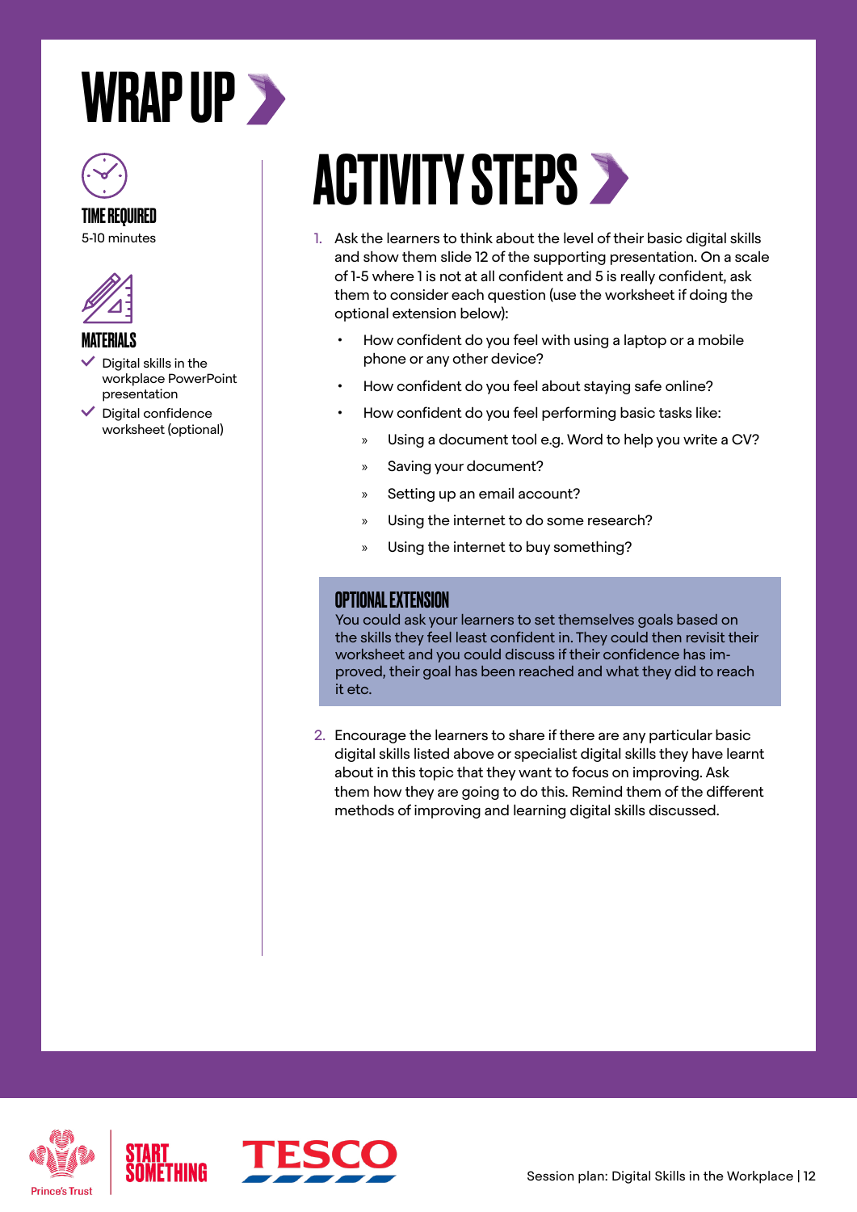# WRAP UP

### TIME REQUIRED

5-10 minutes

### MATERIALS

- Digital skills in the workplace PowerPoint presentation
- Digital confidence worksheet (optional)

## ACTIVITY STEPS

1. Ask the learners to think about the level of their basic digital skills and show them slide 12 of the supporting presentation. On a scale of 1-5 where 1 is not at all confident and 5 is really confident, ask them to consider each question (use the worksheet if doing the optional extension below):
   - How confident do you feel with using a laptop or a mobile phone or any other device?
   - How confident do you feel about staying safe online?
   - How confident do you feel performing basic tasks like:
     - Using a document tool e.g. Word to help you write a CV?
     - Saving your document?
     - Setting up an email account?
     - Using the internet to do some research?
     - Using the internet to buy something?

### OPTIONAL EXTENSION

You could ask your learners to set themselves goals based on the skills they feel least confident in. They could then revisit their worksheet and you could discuss if their confidence has improved, their goal has been reached and what they did to reach it etc.

2. Encourage the learners to share if there are any particular basic digital skills listed above or specialist digital skills they have learnt about in this topic that they want to focus on improving. Ask them how they are going to do this. Remind them of the different methods of improving and learning digital skills discussed.